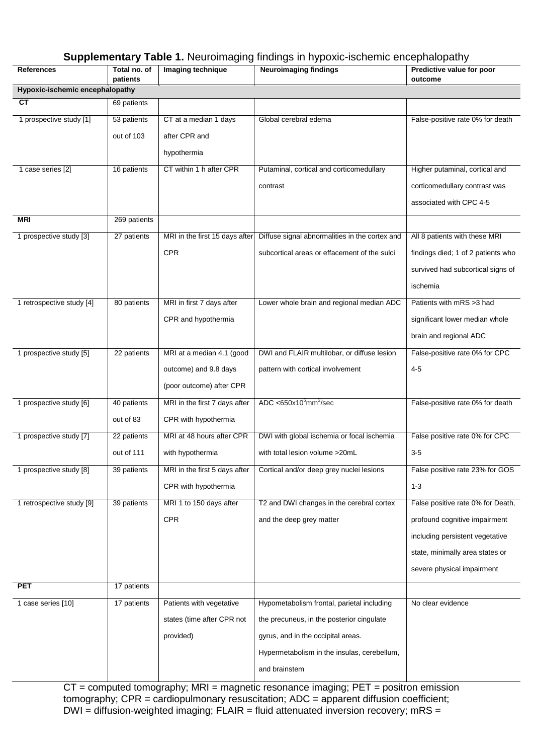**Supplementary Table 1.** Neuroimaging findings in hypoxic-ischemic encephalopathy

| References | Total no. of patients | Imaging technique | Neuroimaging findings | Predictive value for poor outcome |
|---|---|---|---|---|
| **Hypoxic-ischemic encephalopathy** | | | | |
| **CT** | 69 patients | | | |
| 1 prospective study [1] | 53 patients out of 103 | CT at a median 1 days after CPR and hypothermia | Global cerebral edema | False-positive rate 0% for death |
| 1 case series [2] | 16 patients | CT within 1 h after CPR | Putaminal, cortical and corticomedullary contrast | Higher putaminal, cortical and corticomedullary contrast was associated with CPC 4-5 |
| **MRI** | 269 patients | | | |
| 1 prospective study [3] | 27 patients | MRI in the first 15 days after CPR | Diffuse signal abnormalities in the cortex and subcortical areas or effacement of the sulci | All 8 patients with these MRI findings died; 1 of 2 patients who survived had subcortical signs of ischemia |
| 1 retrospective study [4] | 80 patients | MRI in first 7 days after CPR and hypothermia | Lower whole brain and regional median ADC | Patients with mRS >3 had significant lower median whole brain and regional ADC |
| 1 prospective study [5] | 22 patients | MRI at a median 4.1 (good outcome) and 9.8 days (poor outcome) after CPR | DWI and FLAIR multilobar, or diffuse lesion pattern with cortical involvement | False-positive rate 0% for CPC 4-5 |
| 1 prospective study [6] | 40 patients out of 83 | MRI in the first 7 days after CPR with hypothermia | ADC $<650 \times 10^{6} mm^{2}/sec$ | False-positive rate 0% for death |
| 1 prospective study [7] | 22 patients out of 111 | MRI at 48 hours after CPR with hypothermia | DWI with global ischemia or focal ischemia with total lesion volume >20mL | False positive rate 0% for CPC 3-5 |
| 1 prospective study [8] | 39 patients | MRI in the first 5 days after CPR with hypothermia | Cortical and/or deep grey nuclei lesions | False positive rate 23% for GOS 1-3 |
| 1 retrospective study [9] | 39 patients | MRI 1 to 150 days after CPR | T2 and DWI changes in the cerebral cortex and the deep grey matter | False positive rate 0% for Death, profound cognitive impairment including persistent vegetative state, minimally area states or severe physical impairment |
| **PET** | 17 patients | | | |
| 1 case series [10] | 17 patients | Patients with vegetative states (time after CPR not provided) | Hypometabolism frontal, parietal including the precuneus, in the posterior cingulate gyrus, and in the occipital areas. Hypermetabolism in the insulas, cerebellum, and brainstem | No clear evidence |

CT = computed tomography; MRI = magnetic resonance imaging; PET = positron emission tomography; CPR = cardiopulmonary resuscitation; ADC = apparent diffusion coefficient; DWI = diffusion-weighted imaging; FLAIR = fluid attenuated inversion recovery; mRS =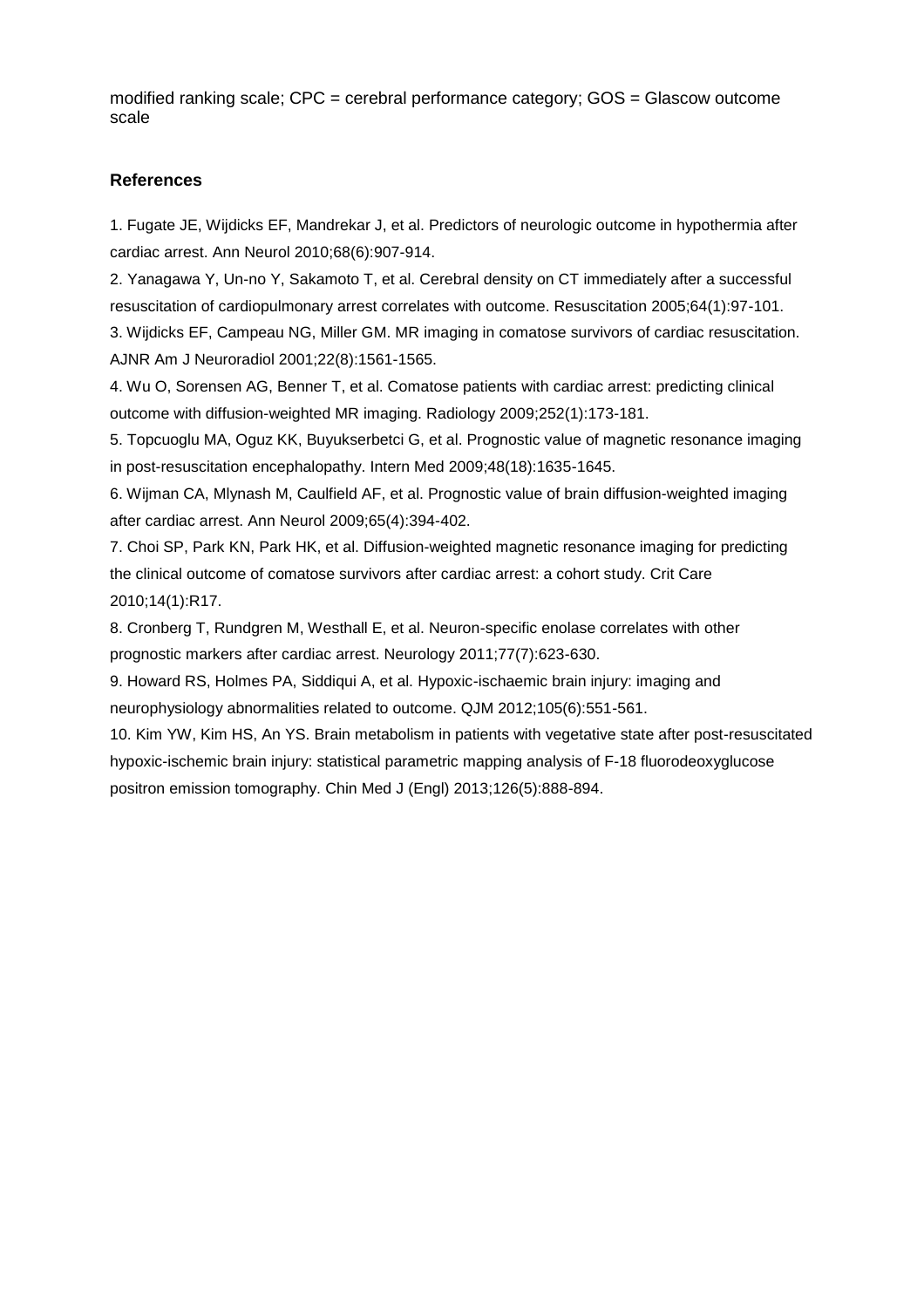modified ranking scale; CPC = cerebral performance category; GOS = Glascow outcome scale

## References

1. Fugate JE, Wijdicks EF, Mandrekar J, et al. Predictors of neurologic outcome in hypothermia after cardiac arrest. Ann Neurol 2010;68(6):907-914.
2. Yanagawa Y, Un-no Y, Sakamoto T, et al. Cerebral density on CT immediately after a successful resuscitation of cardiopulmonary arrest correlates with outcome. Resuscitation 2005;64(1):97-101.
3. Wijdicks EF, Campeau NG, Miller GM. MR imaging in comatose survivors of cardiac resuscitation. AJNR Am J Neuroradiol 2001;22(8):1561-1565.
4. Wu O, Sorensen AG, Benner T, et al. Comatose patients with cardiac arrest: predicting clinical outcome with diffusion-weighted MR imaging. Radiology 2009;252(1):173-181.
5. Topcuoglu MA, Oguz KK, Buyukserbetci G, et al. Prognostic value of magnetic resonance imaging in post-resuscitation encephalopathy. Intern Med 2009;48(18):1635-1645.
6. Wijman CA, Mlynash M, Caulfield AF, et al. Prognostic value of brain diffusion-weighted imaging after cardiac arrest. Ann Neurol 2009;65(4):394-402.
7. Choi SP, Park KN, Park HK, et al. Diffusion-weighted magnetic resonance imaging for predicting the clinical outcome of comatose survivors after cardiac arrest: a cohort study. Crit Care 2010;14(1):R17.
8. Cronberg T, Rundgren M, Westhall E, et al. Neuron-specific enolase correlates with other prognostic markers after cardiac arrest. Neurology 2011;77(7):623-630.
9. Howard RS, Holmes PA, Siddiqui A, et al. Hypoxic-ischaemic brain injury: imaging and neurophysiology abnormalities related to outcome. QJM 2012;105(6):551-561.
10. Kim YW, Kim HS, An YS. Brain metabolism in patients with vegetative state after post-resuscitated hypoxic-ischemic brain injury: statistical parametric mapping analysis of F-18 fluorodeoxyglucose positron emission tomography. Chin Med J (Engl) 2013;126(5):888-894.